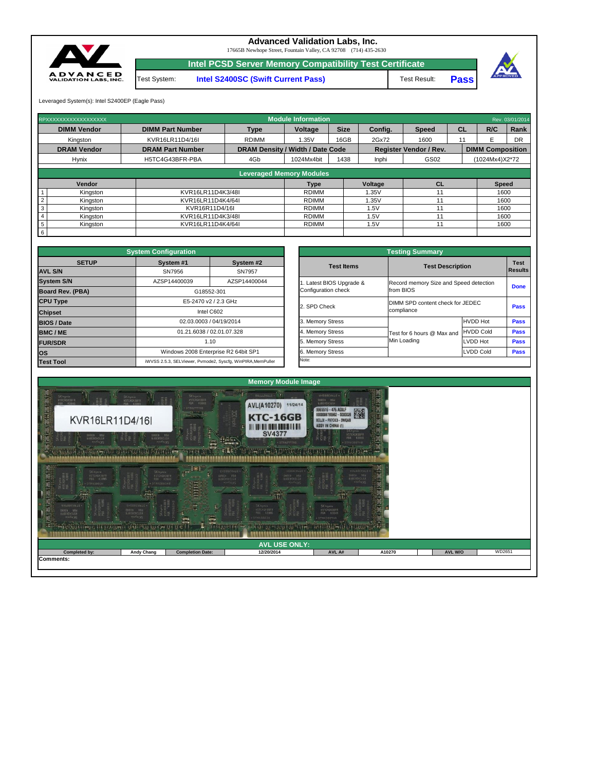# Advanced Validation Labs, Inc.

17665B Newhope Street, Fountain Valley, CA 92708 (714) 435-2630

## Intel PCSD Server Memory Compatibility Test Certificate

| Test System: | Intel S2400SC (Swift Current Pass) | Test Result: | Pass |
|---|---|---|---|

Leveraged System(s): Intel S2400EP (Eagle Pass)

**Module Information** — RPXXXXXXXXXXXXXXXXXX — Rev. 03/01/2014

| DIMM Vendor | DIMM Part Number | Type | Voltage | Size | Config. | Speed | CL | R/C | Rank |
|---|---|---|---|---|---|---|---|---|---|
| Kingston | KVR16LR11D4/16I | RDIMM | 1.35V | 16GB | 2Gx72 | 1600 | 11 | E | DR |

| DRAM Vendor | DRAM Part Number | DRAM Density / Width / Date Code | | | Register Vendor / Rev. | | DIMM Composition |
|---|---|---|---|---|---|---|---|
| Hynix | H5TC4G43BFR-PBA | 4Gb | 1024Mx4bit | 1438 | Inphi | GS02 | (1024Mx4)X2*72 |

**Leveraged Memory Modules**

| | Vendor | | Type | Voltage | CL | Speed |
|---|---|---|---|---|---|---|
| 1 | Kingston | KVR16LR11D4K3/48I | RDIMM | 1.35V | 11 | 1600 |
| 2 | Kingston | KVR16LR11D4K4/64I | RDIMM | 1.35V | 11 | 1600 |
| 3 | Kingston | KVR16R11D4/16I | RDIMM | 1.5V | 11 | 1600 |
| 4 | Kingston | KVR16LR11D4K3/48I | RDIMM | 1.5V | 11 | 1600 |
| 5 | Kingston | KVR16LR11D4K4/64I | RDIMM | 1.5V | 11 | 1600 |
| 6 | | | | | | |

**System Configuration**

| SETUP | System #1 | System #2 |
|---|---|---|
| AVL S/N | SN7956 | SN7957 |
| System S/N | AZSP14400039 | AZSP14400044 |
| Board Rev. (PBA) | G18552-301 | |
| CPU Type | E5-2470 v2 / 2.3 GHz | |
| Chipset | Intel C602 | |
| BIOS / Date | 02.03.0003 / 04/19/2014 | |
| BMC / ME | 01.21.6038 / 02.01.07.328 | |
| FUR/SDR | 1.10 | |
| OS | Windows 2008 Enterprise R2 64bit SP1 | |
| Test Tool | iWVSS 2.5.3, SELViewer, Pvmode2, Syscfg, WinPIRA,MemPuller | |

**Testing Summary**

| Test Items | Test Description | | Test Results |
|---|---|---|---|
| 1. Latest BIOS Upgrade & Configuration check | Record memory Size and Speed detection from BIOS | | Done |
| 2. SPD Check | DIMM SPD content check for JEDEC compliance | | Pass |
| 3. Memory Stress | Test for 6 hours @ Max and Min Loading | HVDD Hot | Pass |
| 4. Memory Stress | | HVDD Cold | Pass |
| 5. Memory Stress | | LVDD Hot | Pass |
| 6. Memory Stress | | LVDD Cold | Pass |

Note:

**Memory Module Image**

**AVL USE ONLY:**

| Completed by: | Andy Chang | Completion Date: | 12/20/2014 | AVL A#: | A10270 | AVL W/O | WD2651 |
|---|---|---|---|---|---|---|---|

Comments: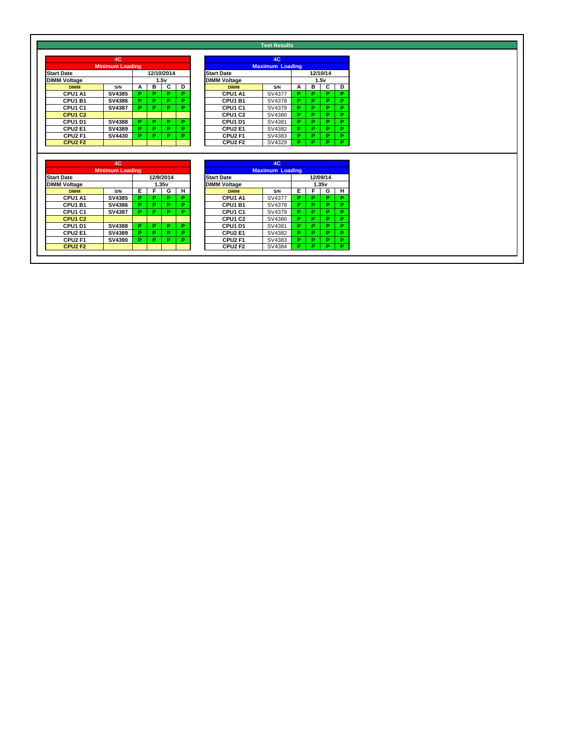## Test Results

| 4C Minimum Loading | | | | | |
|---|---|---|---|---|---|
| Start Date | | 12/10/2014 | | | |
| DIMM Voltage | | 1.5v | | | |
| DIMM | S/N | A | B | C | D |
| CPU1 A1 | SV4385 | P | P | P | P |
| CPU1 B1 | SV4386 | P | P | P | P |
| CPU1 C1 | SV4387 | P | P | P | P |
| CPU1 C2 | | | | | |
| CPU1 D1 | SV4388 | P | P | P | P |
| CPU2 E1 | SV4389 | P | P | P | P |
| CPU2 F1 | SV4430 | P | P | P | P |
| CPU2 F2 | | | | | |

| 4C Maximum Loading | | | | | |
|---|---|---|---|---|---|
| Start Date | | 12/10/14 | | | |
| DIMM Voltage | | 1.5v | | | |
| DIMM | S/N | A | B | C | D |
| CPU1 A1 | SV4377 | P | P | P | P |
| CPU1 B1 | SV4378 | P | P | P | P |
| CPU1 C1 | SV4379 | P | P | P | P |
| CPU1 C2 | SV4380 | P | P | P | P |
| CPU1 D1 | SV4381 | P | P | P | P |
| CPU2 E1 | SV4382 | P | P | P | P |
| CPU2 F1 | SV4383 | P | P | P | P |
| CPU2 F2 | SV4329 | P | P | P | P |

| 4C Minimum Loading | | | | | |
|---|---|---|---|---|---|
| Start Date | | 12/9/2014 | | | |
| DIMM Voltage | | 1.35v | | | |
| DIMM | S/N | E | F | G | H |
| CPU1 A1 | SV4385 | P | P | P | P |
| CPU1 B1 | SV4386 | P | P | P | P |
| CPU1 C1 | SV4387 | P | P | P | P |
| CPU1 C2 | | | | | |
| CPU1 D1 | SV4388 | P | P | P | P |
| CPU2 E1 | SV4389 | P | P | P | P |
| CPU2 F1 | SV4390 | P | P | P | P |
| CPU2 F2 | | | | | |

| 4C Maximum Loading | | | | | |
|---|---|---|---|---|---|
| Start Date | | 12/09/14 | | | |
| DIMM Voltage | | 1.35v | | | |
| DIMM | S/N | E | F | G | H |
| CPU1 A1 | SV4377 | P | P | P | P |
| CPU1 B1 | SV4378 | P | P | P | P |
| CPU1 C1 | SV4379 | P | P | P | P |
| CPU1 C2 | SV4380 | P | P | P | P |
| CPU1 D1 | SV4381 | P | P | P | P |
| CPU2 E1 | SV4382 | P | P | P | P |
| CPU2 F1 | SV4383 | P | P | P | P |
| CPU2 F2 | SV4384 | P | P | P | P |